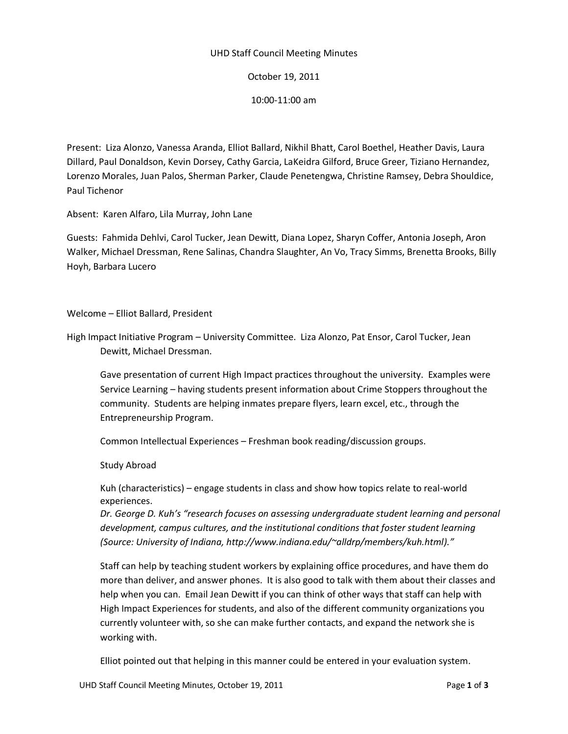UHD Staff Council Meeting Minutes

October 19, 2011

10:00-11:00 am

Present: Liza Alonzo, Vanessa Aranda, Elliot Ballard, Nikhil Bhatt, Carol Boethel, Heather Davis, Laura Dillard, Paul Donaldson, Kevin Dorsey, Cathy Garcia, LaKeidra Gilford, Bruce Greer, Tiziano Hernandez, Lorenzo Morales, Juan Palos, Sherman Parker, Claude Penetengwa, Christine Ramsey, Debra Shouldice, Paul Tichenor

Absent: Karen Alfaro, Lila Murray, John Lane

Guests: Fahmida Dehlvi, Carol Tucker, Jean Dewitt, Diana Lopez, Sharyn Coffer, Antonia Joseph, Aron Walker, Michael Dressman, Rene Salinas, Chandra Slaughter, An Vo, Tracy Simms, Brenetta Brooks, Billy Hoyh, Barbara Lucero

Welcome – Elliot Ballard, President

High Impact Initiative Program – University Committee. Liza Alonzo, Pat Ensor, Carol Tucker, Jean Dewitt, Michael Dressman.

Gave presentation of current High Impact practices throughout the university. Examples were Service Learning – having students present information about Crime Stoppers throughout the community. Students are helping inmates prepare flyers, learn excel, etc., through the Entrepreneurship Program.

Common Intellectual Experiences – Freshman book reading/discussion groups.

Study Abroad

Kuh (characteristics) – engage students in class and show how topics relate to real-world experiences.
*Dr. George D. Kuh's "research focuses on assessing undergraduate student learning and personal development, campus cultures, and the institutional conditions that foster student learning (Source: University of Indiana, http://www.indiana.edu/~alldrp/members/kuh.html)."*

Staff can help by teaching student workers by explaining office procedures, and have them do more than deliver, and answer phones. It is also good to talk with them about their classes and help when you can. Email Jean Dewitt if you can think of other ways that staff can help with High Impact Experiences for students, and also of the different community organizations you currently volunteer with, so she can make further contacts, and expand the network she is working with.

Elliot pointed out that helping in this manner could be entered in your evaluation system.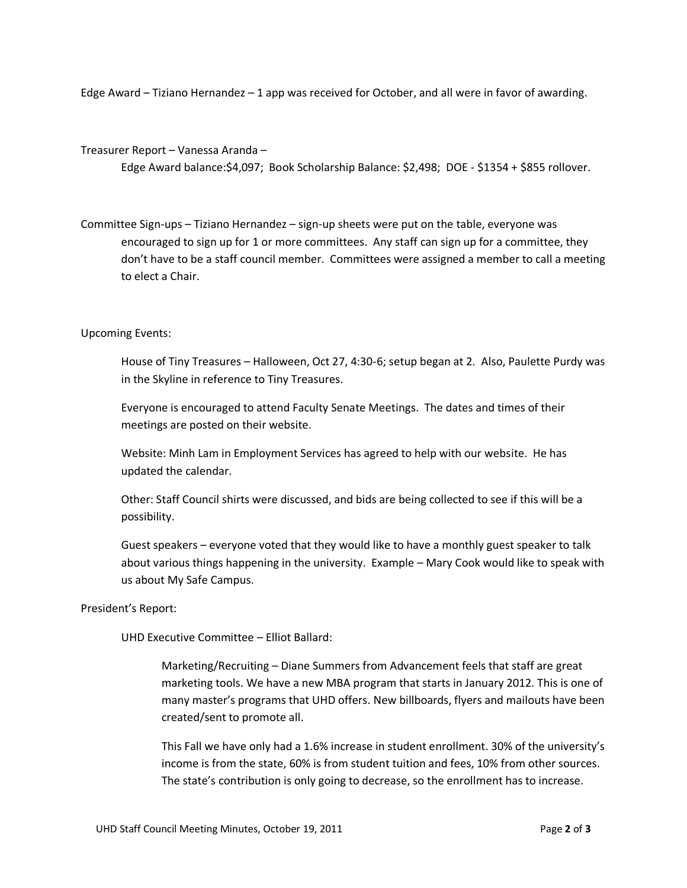Edge Award – Tiziano Hernandez – 1 app was received for October, and all were in favor of awarding.

Treasurer Report – Vanessa Aranda –

Edge Award balance:$4,097; Book Scholarship Balance: $2,498; DOE - $1354 + $855 rollover.

Committee Sign-ups – Tiziano Hernandez – sign-up sheets were put on the table, everyone was encouraged to sign up for 1 or more committees. Any staff can sign up for a committee, they don't have to be a staff council member. Committees were assigned a member to call a meeting to elect a Chair.

Upcoming Events:

House of Tiny Treasures – Halloween, Oct 27, 4:30-6; setup began at 2. Also, Paulette Purdy was in the Skyline in reference to Tiny Treasures.

Everyone is encouraged to attend Faculty Senate Meetings. The dates and times of their meetings are posted on their website.

Website: Minh Lam in Employment Services has agreed to help with our website. He has updated the calendar.

Other: Staff Council shirts were discussed, and bids are being collected to see if this will be a possibility.

Guest speakers – everyone voted that they would like to have a monthly guest speaker to talk about various things happening in the university. Example – Mary Cook would like to speak with us about My Safe Campus.

President's Report:

UHD Executive Committee – Elliot Ballard:

Marketing/Recruiting – Diane Summers from Advancement feels that staff are great marketing tools. We have a new MBA program that starts in January 2012. This is one of many master's programs that UHD offers. New billboards, flyers and mailouts have been created/sent to promote all.

This Fall we have only had a 1.6% increase in student enrollment. 30% of the university's income is from the state, 60% is from student tuition and fees, 10% from other sources. The state's contribution is only going to decrease, so the enrollment has to increase.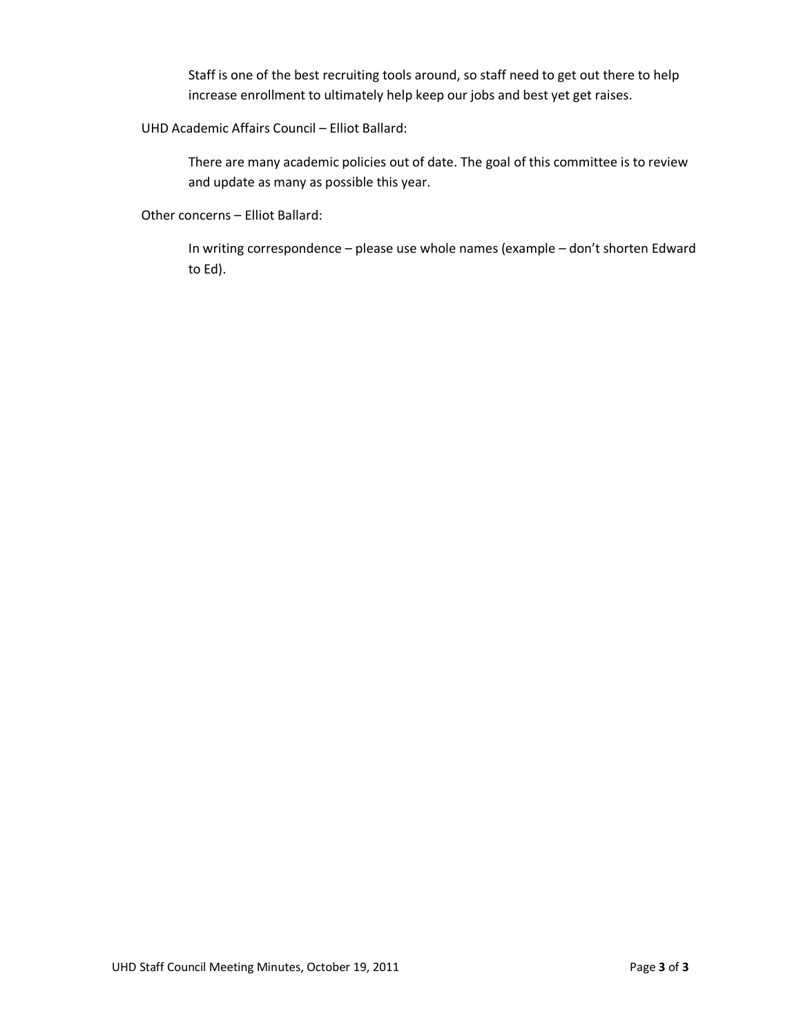Staff is one of the best recruiting tools around, so staff need to get out there to help increase enrollment to ultimately help keep our jobs and best yet get raises.

UHD Academic Affairs Council – Elliot Ballard:

There are many academic policies out of date. The goal of this committee is to review and update as many as possible this year.

Other concerns – Elliot Ballard:

In writing correspondence – please use whole names (example – don't shorten Edward to Ed).